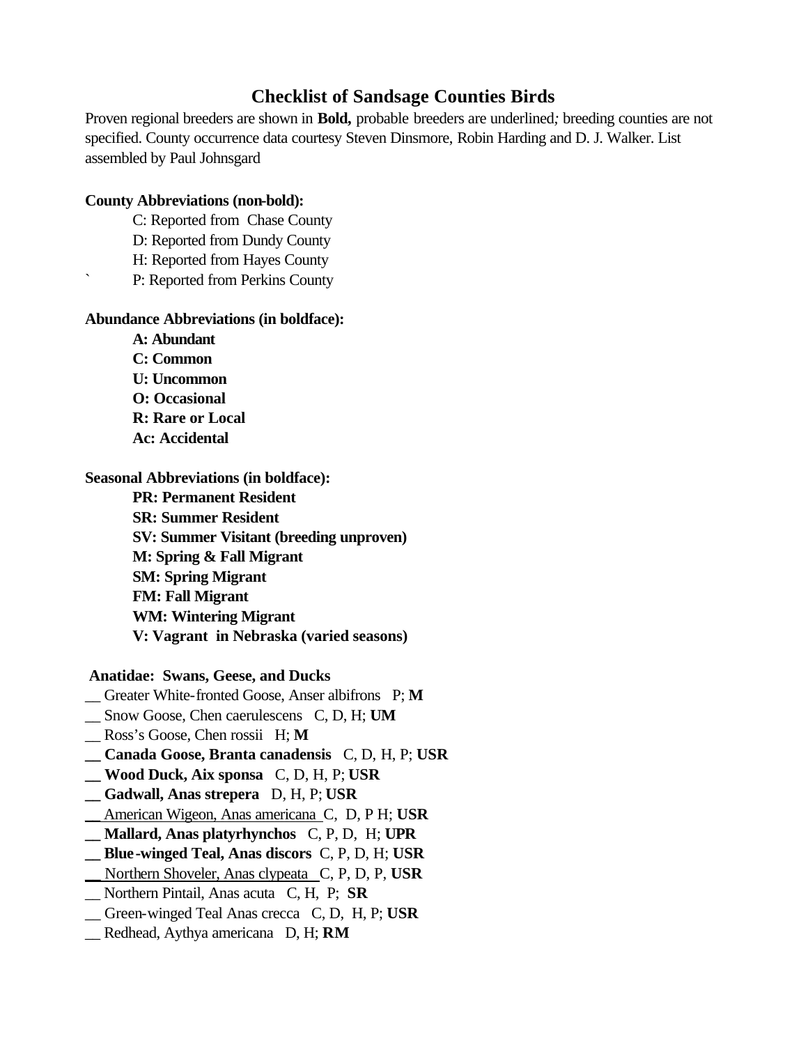# Checklist of Sandsage Counties Birds

Proven regional breeders are shown in **Bold,** probable breeders are underlined*;* breeding counties are not specified. County occurrence data courtesy Steven Dinsmore, Robin Harding and D. J. Walker. List assembled by Paul Johnsgard

**County Abbreviations (non-bold):**

C: Reported from Chase County
D: Reported from Dundy County
H: Reported from Hayes County
` P: Reported from Perkins County

**Abundance Abbreviations (in boldface):**

**A: Abundant**
**C: Common**
**U: Uncommon**
**O: Occasional**
**R: Rare or Local**
**Ac: Accidental**

**Seasonal Abbreviations (in boldface):**

**PR: Permanent Resident**
**SR: Summer Resident**
**SV: Summer Visitant (breeding unproven)**
**M: Spring & Fall Migrant**
**SM: Spring Migrant**
**FM: Fall Migrant**
**WM: Wintering Migrant**
**V: Vagrant in Nebraska (varied seasons)**

**Anatidae: Swans, Geese, and Ducks**

__ Greater White-fronted Goose, Anser albifrons P; **M**
__ Snow Goose, Chen caerulescens C, D, H; **UM**
__ Ross's Goose, Chen rossii H; **M**
**__ Canada Goose, Branta canadensis** C, D, H, P; **USR**
**__ Wood Duck, Aix sponsa** C, D, H, P; **USR**
**__ Gadwall, Anas strepera** D, H, P; **USR**
<u>__ American Wigeon, Anas americana</u> C, D, P H; **USR**
**__ Mallard, Anas platyrhynchos** C, P, D, H; **UPR**
**__ Blue-winged Teal, Anas discors** C, P, D, H; **USR**
<u>__ Northern Shoveler, Anas clypeata</u> C, P, D, P, **USR**
__ Northern Pintail, Anas acuta C, H, P; **SR**
__ Green-winged Teal Anas crecca C, D, H, P; **USR**
__ Redhead, Aythya americana D, H; **RM**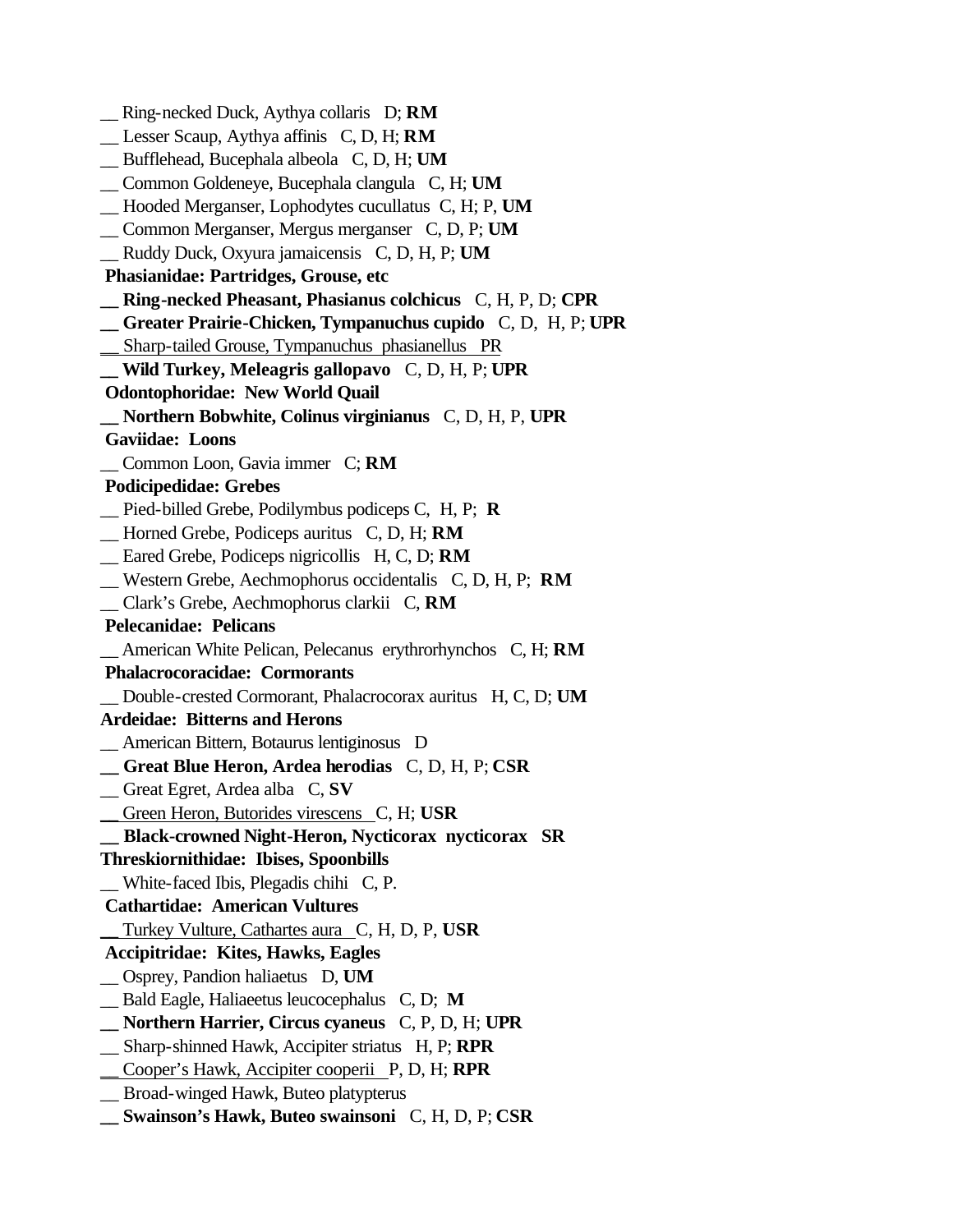__ Ring-necked Duck, Aythya collaris D; **RM**
__ Lesser Scaup, Aythya affinis C, D, H; **RM**
__ Bufflehead, Bucephala albeola C, D, H; **UM**
__ Common Goldeneye, Bucephala clangula C, H; **UM**
__ Hooded Merganser, Lophodytes cucullatus C, H; P, **UM**
__ Common Merganser, Mergus merganser C, D, P; **UM**
__ Ruddy Duck, Oxyura jamaicensis C, D, H, P; **UM**

**Phasianidae: Partridges, Grouse, etc**

**__ Ring-necked Pheasant, Phasianus colchicus** C, H, P, D; **CPR**
**__ Greater Prairie-Chicken, Tympanuchus cupido** C, D, H, P; **UPR**
__ Sharp-tailed Grouse, Tympanuchus phasianellus PR
**__ Wild Turkey, Meleagris gallopavo** C, D, H, P; **UPR**

**Odontophoridae: New World Quail**

**__ Northern Bobwhite, Colinus virginianus** C, D, H, P, **UPR**

**Gaviidae: Loons**

__ Common Loon, Gavia immer C; **RM**

**Podicipedidae: Grebes**

__ Pied-billed Grebe, Podilymbus podiceps C, H, P; **R**
__ Horned Grebe, Podiceps auritus C, D, H; **RM**
__ Eared Grebe, Podiceps nigricollis H, C, D; **RM**
__ Western Grebe, Aechmophorus occidentalis C, D, H, P; **RM**
__ Clark's Grebe, Aechmophorus clarkii C, **RM**

**Pelecanidae: Pelicans**

__ American White Pelican, Pelecanus erythrorhynchos C, H; **RM**

**Phalacrocoracidae: Cormorants**

__ Double-crested Cormorant, Phalacrocorax auritus H, C, D; **UM**

**Ardeidae: Bitterns and Herons**

__ American Bittern, Botaurus lentiginosus D
**__ Great Blue Heron, Ardea herodias** C, D, H, P; **CSR**
__ Great Egret, Ardea alba C, **SV**
__ Green Heron, Butorides virescens C, H; **USR**
**__ Black-crowned Night-Heron, Nycticorax nycticorax SR**

**Threskiornithidae: Ibises, Spoonbills**

__ White-faced Ibis, Plegadis chihi C, P.

**Cathartidae: American Vultures**

__ Turkey Vulture, Cathartes aura C, H, D, P, **USR**

**Accipitridae: Kites, Hawks, Eagles**

__ Osprey, Pandion haliaetus D, **UM**
__ Bald Eagle, Haliaeetus leucocephalus C, D; **M**
**__ Northern Harrier, Circus cyaneus** C, P, D, H; **UPR**
__ Sharp-shinned Hawk, Accipiter striatus H, P; **RPR**
__ Cooper's Hawk, Accipiter cooperii P, D, H; **RPR**
__ Broad-winged Hawk, Buteo platypterus
**__ Swainson's Hawk, Buteo swainsoni** C, H, D, P; **CSR**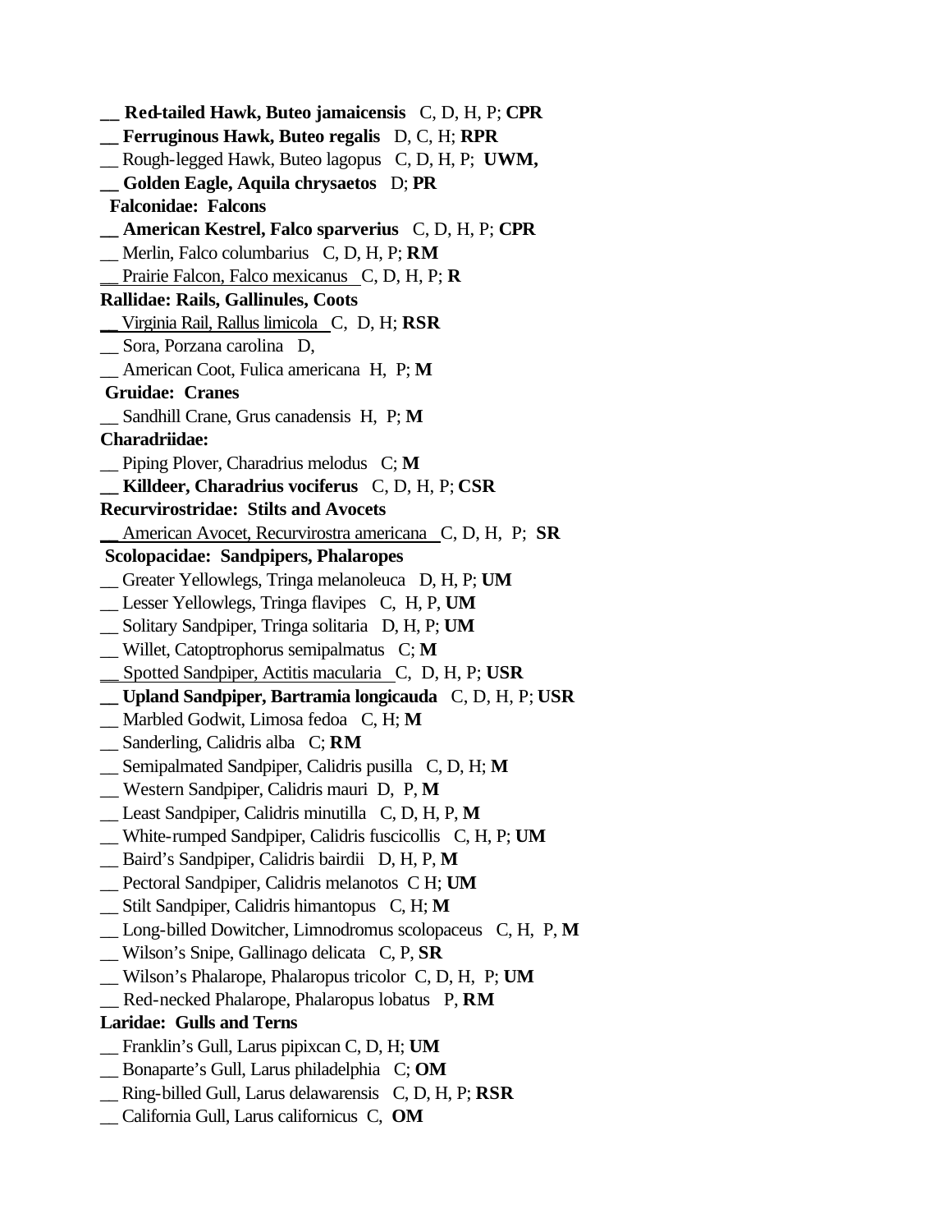**__ Red-tailed Hawk, Buteo jamaicensis** C, D, H, P; **CPR**
**__ Ferruginous Hawk, Buteo regalis** D, C, H; **RPR**
__ Rough-legged Hawk, Buteo lagopus C, D, H, P; **UWM,**
**__ Golden Eagle, Aquila chrysaetos** D; **PR**
**Falconidae: Falcons**
**__ American Kestrel, Falco sparverius** C, D, H, P; **CPR**
__ Merlin, Falco columbarius C, D, H, P; **RM**
__ Prairie Falcon, Falco mexicanus C, D, H, P; **R**
**Rallidae: Rails, Gallinules, Coots**
__ Virginia Rail, Rallus limicola C, D, H; **RSR**
__ Sora, Porzana carolina D,
__ American Coot, Fulica americana H, P; **M**
**Gruidae: Cranes**
__ Sandhill Crane, Grus canadensis H, P; **M**
**Charadriidae:**
__ Piping Plover, Charadrius melodus C; **M**
**__ Killdeer, Charadrius vociferus** C, D, H, P; **CSR**
**Recurvirostridae: Stilts and Avocets**
__ American Avocet, Recurvirostra americana C, D, H, P; **SR**
**Scolopacidae: Sandpipers, Phalaropes**
__ Greater Yellowlegs, Tringa melanoleuca D, H, P; **UM**
__ Lesser Yellowlegs, Tringa flavipes C, H, P, **UM**
__ Solitary Sandpiper, Tringa solitaria D, H, P; **UM**
__ Willet, Catoptrophorus semipalmatus C; **M**
__ Spotted Sandpiper, Actitis macularia C, D, H, P; **USR**
**__ Upland Sandpiper, Bartramia longicauda** C, D, H, P; **USR**
__ Marbled Godwit, Limosa fedoa C, H; **M**
__ Sanderling, Calidris alba C; **RM**
__ Semipalmated Sandpiper, Calidris pusilla C, D, H; **M**
__ Western Sandpiper, Calidris mauri D, P, **M**
__ Least Sandpiper, Calidris minutilla C, D, H, P, **M**
__ White-rumped Sandpiper, Calidris fuscicollis C, H, P; **UM**
__ Baird's Sandpiper, Calidris bairdii D, H, P, **M**
__ Pectoral Sandpiper, Calidris melanotos C H; **UM**
__ Stilt Sandpiper, Calidris himantopus C, H; **M**
__ Long-billed Dowitcher, Limnodromus scolopaceus C, H, P, **M**
__ Wilson's Snipe, Gallinago delicata C, P, **SR**
__ Wilson's Phalarope, Phalaropus tricolor C, D, H, P; **UM**
__ Red-necked Phalarope, Phalaropus lobatus P, **RM**
**Laridae: Gulls and Terns**
__ Franklin's Gull, Larus pipixcan C, D, H; **UM**
__ Bonaparte's Gull, Larus philadelphia C; **OM**
__ Ring-billed Gull, Larus delawarensis C, D, H, P; **RSR**
__ California Gull, Larus californicus C, **OM**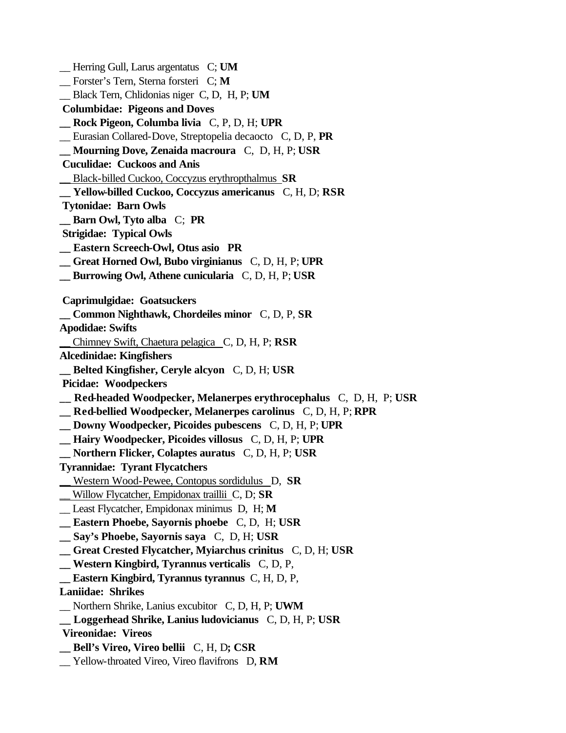__ Herring Gull, Larus argentatus   C; **UM**
__ Forster's Tern, Sterna forsteri   C; **M**
__ Black Tern, Chlidonias niger  C, D,  H, P; **UM**
**Columbidae:  Pigeons and Doves**
**__ Rock Pigeon, Columba livia**   C, P, D, H; **UPR**
__ Eurasian Collared-Dove, Streptopelia decaocto   C, D, P, **PR**
**__ Mourning Dove, Zenaida macroura**   C,  D, H, P; **USR**
**Cuculidae:  Cuckoos and Anis**
__ Black-billed Cuckoo, Coccyzus erythropthalmus  **SR**
**__ Yellow-billed Cuckoo, Coccyzus americanus**   C, H, D; **RSR**
**Tytonidae:  Barn Owls**
**__ Barn Owl, Tyto alba**   C;  **PR**
**Strigidae:  Typical Owls**
**__ Eastern Screech-Owl, Otus asio   PR**
**__ Great Horned Owl, Bubo virginianus**   C, D, H, P; **UPR**
**__ Burrowing Owl, Athene cunicularia**   C, D, H, P; **USR**

**Caprimulgidae:  Goatsuckers**
**__ Common Nighthawk, Chordeiles minor**   C, D, P, **SR**
**Apodidae: Swifts**
__ Chimney Swift, Chaetura pelagica   C, D, H, P; **RSR**
**Alcedinidae: Kingfishers**
**__ Belted Kingfisher, Ceryle alcyon**   C, D, H; **USR**
**Picidae:  Woodpeckers**
**__ Red-headed Woodpecker, Melanerpes erythrocephalus**   C,  D, H,  P; **USR**
**__ Red-bellied Woodpecker, Melanerpes carolinus**   C, D, H, P; **RPR**
**__ Downy Woodpecker, Picoides pubescens**   C, D, H, P; **UPR**
**__ Hairy Woodpecker, Picoides villosus**   C, D, H, P; **UPR**
**__ Northern Flicker, Colaptes auratus**   C, D, H, P; **USR**
**Tyrannidae:  Tyrant Flycatchers**
__ Western Wood-Pewee, Contopus sordidulus   D,  **SR**
__ Willow Flycatcher, Empidonax traillii  C, D; **SR**
__ Least Flycatcher, Empidonax minimus  D,  H; **M**
**__ Eastern Phoebe, Sayornis phoebe**   C, D,  H; **USR**
**__ Say's Phoebe, Sayornis saya**   C,  D, H; **USR**
**__ Great Crested Flycatcher, Myiarchus crinitus**   C, D, H; **USR**
**__ Western Kingbird, Tyrannus verticalis**   C, D, P,
**__ Eastern Kingbird, Tyrannus tyrannus**  C, H, D, P,
**Laniidae:  Shrikes**
__ Northern Shrike, Lanius excubitor   C, D, H, P; **UWM**
**__ Loggerhead Shrike, Lanius ludovicianus**   C, D, H, P; **USR**
**Vireonidae:  Vireos**
**__ Bell's Vireo, Vireo bellii**   C, H, D**; CSR**
__ Yellow-throated Vireo, Vireo flavifrons   D, **RM**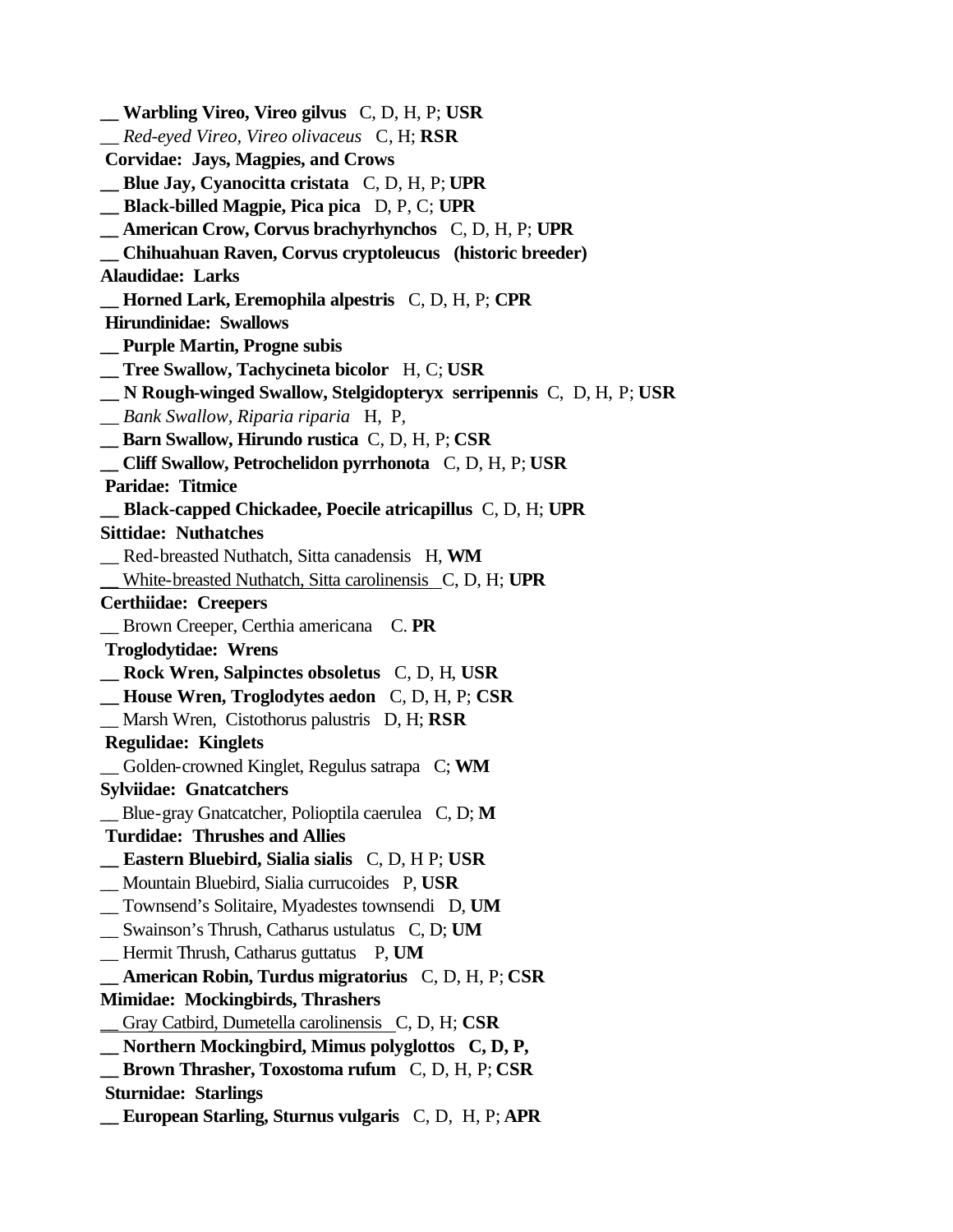**__ Warbling Vireo, Vireo gilvus** C, D, H, P; **USR**

__ *Red-eyed Vireo, Vireo olivaceus* C, H; **RSR**

**Corvidae: Jays, Magpies, and Crows**

**__ Blue Jay, Cyanocitta cristata** C, D, H, P; **UPR**

**__ Black-billed Magpie, Pica pica** D, P, C; **UPR**

**__ American Crow, Corvus brachyrhynchos** C, D, H, P; **UPR**

**__ Chihuahuan Raven, Corvus cryptoleucus (historic breeder)**

**Alaudidae: Larks**

**__ Horned Lark, Eremophila alpestris** C, D, H, P; **CPR**

**Hirundinidae: Swallows**

**__ Purple Martin, Progne subis**

**__ Tree Swallow, Tachycineta bicolor** H, C; **USR**

**__ N Rough-winged Swallow, Stelgidopteryx serripennis** C, D, H, P; **USR**

__ *Bank Swallow, Riparia riparia* H, P,

**__ Barn Swallow, Hirundo rustica** C, D, H, P; **CSR**

**__ Cliff Swallow, Petrochelidon pyrrhonota** C, D, H, P; **USR**

**Paridae: Titmice**

**__ Black-capped Chickadee, Poecile atricapillus** C, D, H; **UPR**

**Sittidae: Nuthatches**

__ Red-breasted Nuthatch, Sitta canadensis H, **WM**

__ White-breasted Nuthatch, Sitta carolinensis C, D, H; **UPR**

**Certhiidae: Creepers**

__ Brown Creeper, Certhia americana C. **PR**

**Troglodytidae: Wrens**

**__ Rock Wren, Salpinctes obsoletus** C, D, H, **USR**

**__ House Wren, Troglodytes aedon** C, D, H, P; **CSR**

__ Marsh Wren, Cistothorus palustris D, H; **RSR**

**Regulidae: Kinglets**

__ Golden-crowned Kinglet, Regulus satrapa C; **WM**

**Sylviidae: Gnatcatchers**

__ Blue-gray Gnatcatcher, Polioptila caerulea C, D; **M**

**Turdidae: Thrushes and Allies**

**__ Eastern Bluebird, Sialia sialis** C, D, H P; **USR**

__ Mountain Bluebird, Sialia currucoides P, **USR**

__ Townsend's Solitaire, Myadestes townsendi D, **UM**

__ Swainson's Thrush, Catharus ustulatus C, D; **UM**

__ Hermit Thrush, Catharus guttatus P, **UM**

**__ American Robin, Turdus migratorius** C, D, H, P; **CSR**

**Mimidae: Mockingbirds, Thrashers**

__ Gray Catbird, Dumetella carolinensis C, D, H; **CSR**

**__ Northern Mockingbird, Mimus polyglottos C, D, P,**

**__ Brown Thrasher, Toxostoma rufum** C, D, H, P; **CSR**

**Sturnidae: Starlings**

**__ European Starling, Sturnus vulgaris** C, D, H, P; **APR**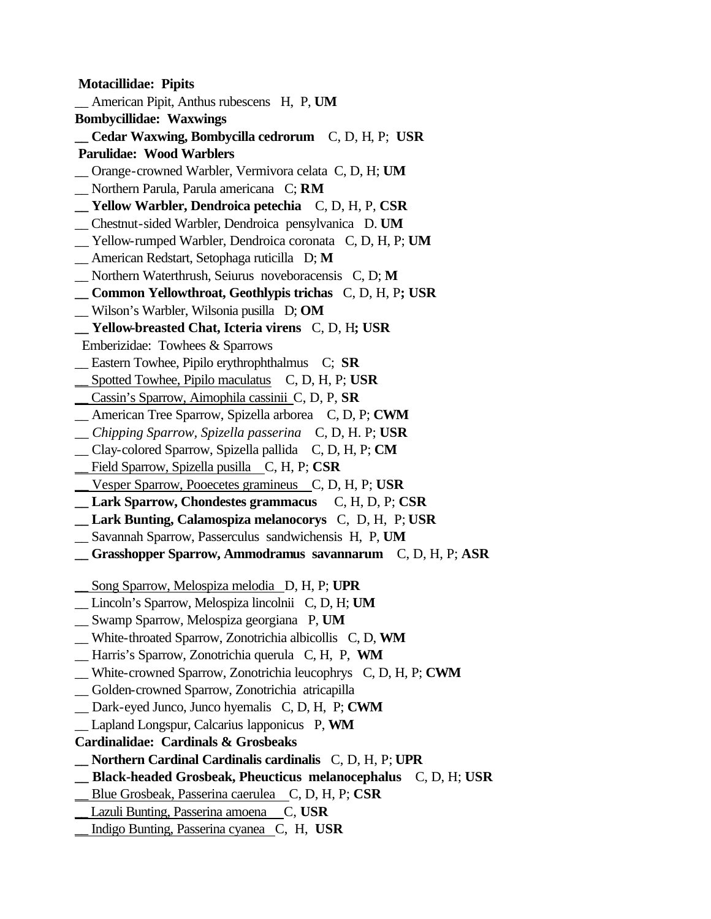**Motacillidae: Pipits**

__ American Pipit, Anthus rubescens H, P, **UM**

**Bombycillidae: Waxwings**

**__ Cedar Waxwing, Bombycilla cedrorum** C, D, H, P; **USR**

**Parulidae: Wood Warblers**

__ Orange-crowned Warbler, Vermivora celata C, D, H; **UM**

__ Northern Parula, Parula americana C; **RM**

**__ Yellow Warbler, Dendroica petechia** C, D, H, P, **CSR**

__ Chestnut-sided Warbler, Dendroica pensylvanica D. **UM**

__ Yellow-rumped Warbler, Dendroica coronata C, D, H, P; **UM**

__ American Redstart, Setophaga ruticilla D; **M**

__ Northern Waterthrush, Seiurus noveboracensis C, D; **M**

**__ Common Yellowthroat, Geothlypis trichas** C, D, H, P**; USR**

__ Wilson's Warbler, Wilsonia pusilla D; **OM**

**__ Yellow-breasted Chat, Icteria virens** C, D, H**; USR**

Emberizidae: Towhees & Sparrows

__ Eastern Towhee, Pipilo erythrophthalmus C; **SR**

__ Spotted Towhee, Pipilo maculatus C, D, H, P; **USR**

__ Cassin's Sparrow, Aimophila cassinii C, D, P, **SR**

__ American Tree Sparrow, Spizella arborea C, D, P; **CWM**

__ *Chipping Sparrow, Spizella passerina* C, D, H. P; **USR**

__ Clay-colored Sparrow, Spizella pallida C, D, H, P; **CM**

__ Field Sparrow, Spizella pusilla C, H, P; **CSR**

__ Vesper Sparrow, Pooecetes gramineus C, D, H, P; **USR**

**__ Lark Sparrow, Chondestes grammacus** C, H, D, P; **CSR**

**__ Lark Bunting, Calamospiza melanocorys** C, D, H, P; **USR**

__ Savannah Sparrow, Passerculus sandwichensis H, P, **UM**

**__ Grasshopper Sparrow, Ammodramus savannarum** C, D, H, P; **ASR**

__ Song Sparrow, Melospiza melodia D, H, P; **UPR**

__ Lincoln's Sparrow, Melospiza lincolnii C, D, H; **UM**

__ Swamp Sparrow, Melospiza georgiana P, **UM**

__ White-throated Sparrow, Zonotrichia albicollis C, D, **WM**

__ Harris's Sparrow, Zonotrichia querula C, H, P, **WM**

__ White-crowned Sparrow, Zonotrichia leucophrys C, D, H, P; **CWM**

__ Golden-crowned Sparrow, Zonotrichia atricapilla

__ Dark-eyed Junco, Junco hyemalis C, D, H, P; **CWM**

__ Lapland Longspur, Calcarius lapponicus P, **WM**

**Cardinalidae: Cardinals & Grosbeaks**

**__ Northern Cardinal Cardinalis cardinalis** C, D, H, P; **UPR**

**__ Black-headed Grosbeak, Pheucticus melanocephalus** C, D, H; **USR**

__ Blue Grosbeak, Passerina caerulea C, D, H, P; **CSR**

__ Lazuli Bunting, Passerina amoena C, **USR**

__ Indigo Bunting, Passerina cyanea C, H, **USR**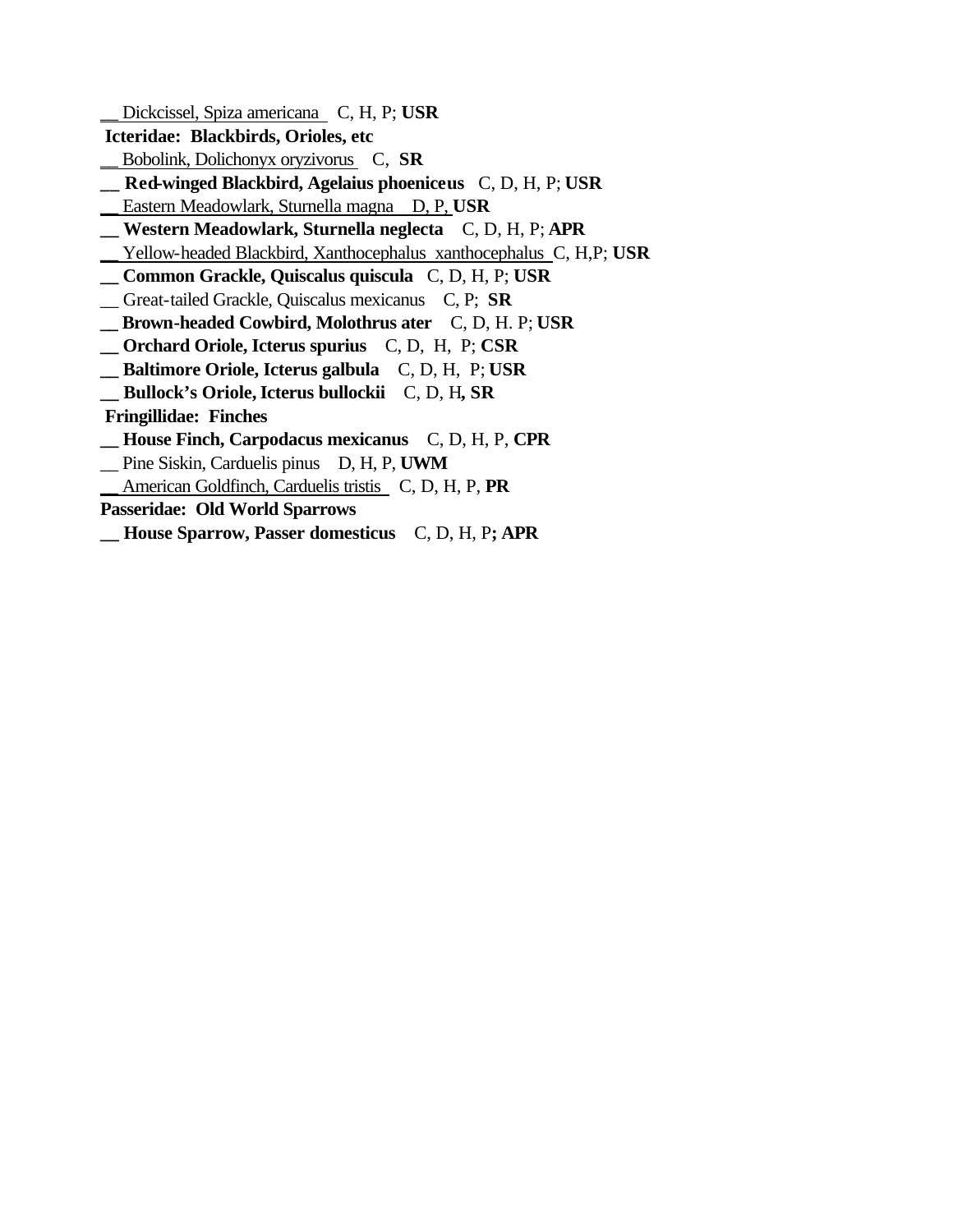__ Dickcissel, Spiza americana   C, H, P; **USR**

**Icteridae:  Blackbirds, Orioles, etc**

__ Bobolink, Dolichonyx oryzivorus   C,  **SR**

**__ Red-winged Blackbird, Agelaius phoeniceus**   C, D, H, P; **USR**

__ Eastern Meadowlark, Sturnella magna    D, P, **USR**

**__ Western Meadowlark, Sturnella neglecta**   C, D, H, P; **APR**

__ Yellow-headed Blackbird, Xanthocephalus  xanthocephalus  C, H,P; **USR**

**__ Common Grackle, Quiscalus quiscula**   C, D, H, P; **USR**

__ Great-tailed Grackle, Quiscalus mexicanus    C, P;  **SR**

**__ Brown-headed Cowbird, Molothrus ater**    C, D, H. P; **USR**

**__ Orchard Oriole, Icterus spurius**    C, D,  H,  P; **CSR**

**__ Baltimore Oriole, Icterus galbula**    C, D, H,  P; **USR**

**__ Bullock's Oriole, Icterus bullockii**    C, D, H**, SR**

**Fringillidae:  Finches**

**__ House Finch, Carpodacus mexicanus**    C, D, H, P, **CPR**

__ Pine Siskin, Carduelis pinus    D, H, P, **UWM**

__ American Goldfinch, Carduelis tristis   C, D, H, P, **PR**

**Passeridae:  Old World Sparrows**

**__ House Sparrow, Passer domesticus**    C, D, H, P**; APR**